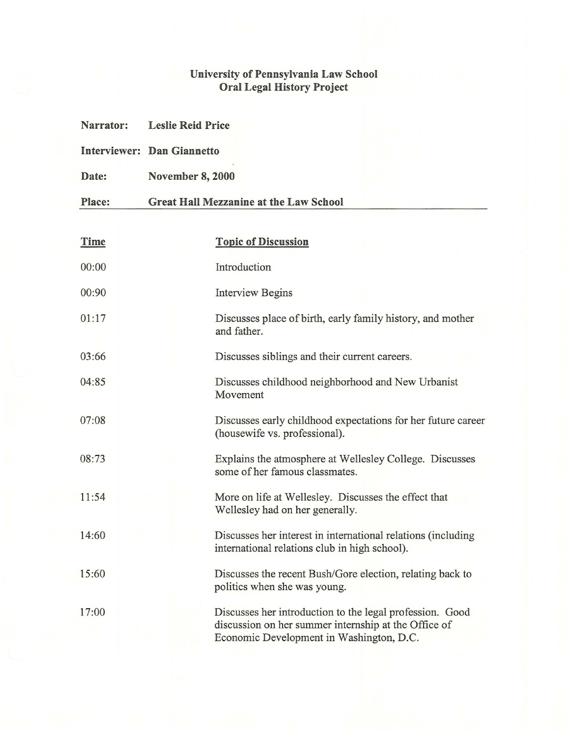**University of Pennsylvania Law School**
**Oral Legal History Project**

**Narrator:** Leslie Reid Price

**Interviewer:** Dan Giannetto

**Date:** November 8, 2000

**Place:** Great Hall Mezzanine at the Law School

| Time | Topic of Discussion |
|---|---|
| 00:00 | Introduction |
| 00:90 | Interview Begins |
| 01:17 | Discusses place of birth, early family history, and mother and father. |
| 03:66 | Discusses siblings and their current careers. |
| 04:85 | Discusses childhood neighborhood and New Urbanist Movement |
| 07:08 | Discusses early childhood expectations for her future career (housewife vs. professional). |
| 08:73 | Explains the atmosphere at Wellesley College. Discusses some of her famous classmates. |
| 11:54 | More on life at Wellesley. Discusses the effect that Wellesley had on her generally. |
| 14:60 | Discusses her interest in international relations (including international relations club in high school). |
| 15:60 | Discusses the recent Bush/Gore election, relating back to politics when she was young. |
| 17:00 | Discusses her introduction to the legal profession. Good discussion on her summer internship at the Office of Economic Development in Washington, D.C. |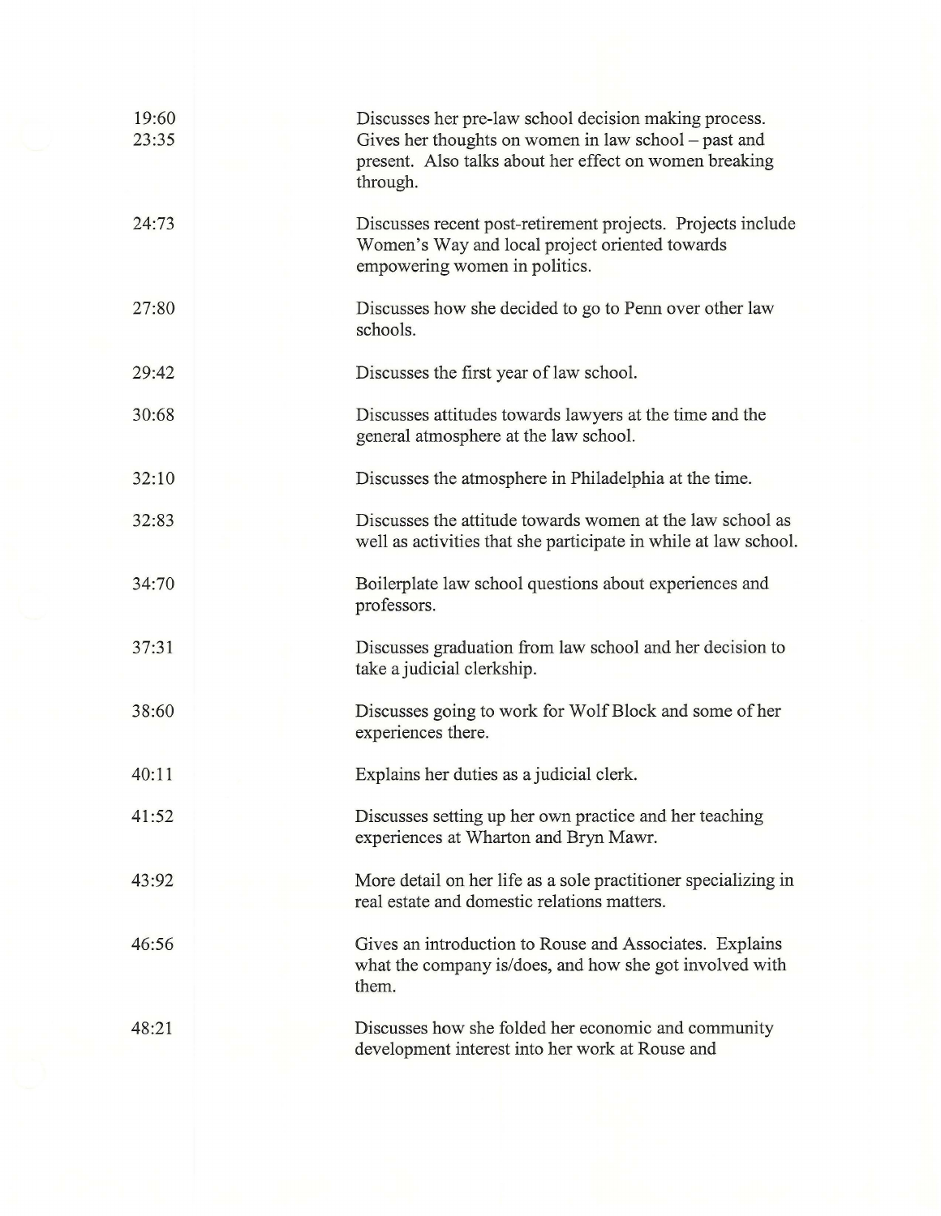| | |
|---|---|
| 19:60<br>23:35 | Discusses her pre-law school decision making process. Gives her thoughts on women in law school – past and present. Also talks about her effect on women breaking through. |
| 24:73 | Discusses recent post-retirement projects. Projects include Women's Way and local project oriented towards empowering women in politics. |
| 27:80 | Discusses how she decided to go to Penn over other law schools. |
| 29:42 | Discusses the first year of law school. |
| 30:68 | Discusses attitudes towards lawyers at the time and the general atmosphere at the law school. |
| 32:10 | Discusses the atmosphere in Philadelphia at the time. |
| 32:83 | Discusses the attitude towards women at the law school as well as activities that she participate in while at law school. |
| 34:70 | Boilerplate law school questions about experiences and professors. |
| 37:31 | Discusses graduation from law school and her decision to take a judicial clerkship. |
| 38:60 | Discusses going to work for Wolf Block and some of her experiences there. |
| 40:11 | Explains her duties as a judicial clerk. |
| 41:52 | Discusses setting up her own practice and her teaching experiences at Wharton and Bryn Mawr. |
| 43:92 | More detail on her life as a sole practitioner specializing in real estate and domestic relations matters. |
| 46:56 | Gives an introduction to Rouse and Associates. Explains what the company is/does, and how she got involved with them. |
| 48:21 | Discusses how she folded her economic and community development interest into her work at Rouse and |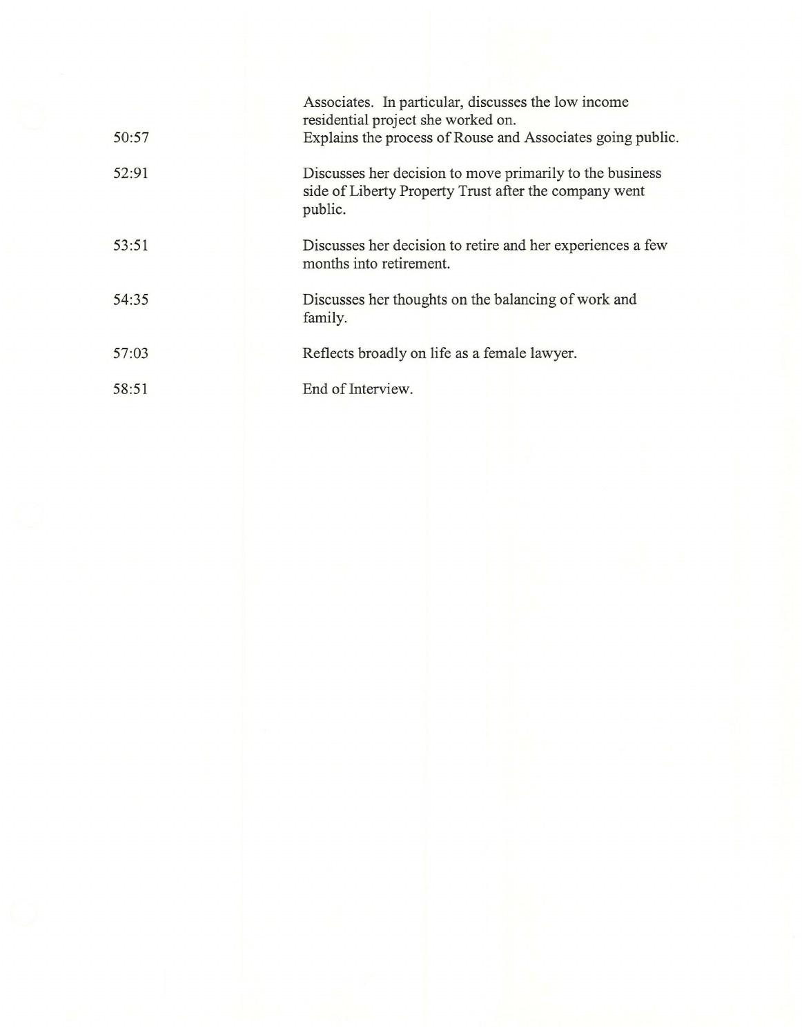| | |
|---|---|
| | Associates. In particular, discusses the low income residential project she worked on. |
| 50:57 | Explains the process of Rouse and Associates going public. |
| 52:91 | Discusses her decision to move primarily to the business side of Liberty Property Trust after the company went public. |
| 53:51 | Discusses her decision to retire and her experiences a few months into retirement. |
| 54:35 | Discusses her thoughts on the balancing of work and family. |
| 57:03 | Reflects broadly on life as a female lawyer. |
| 58:51 | End of Interview. |